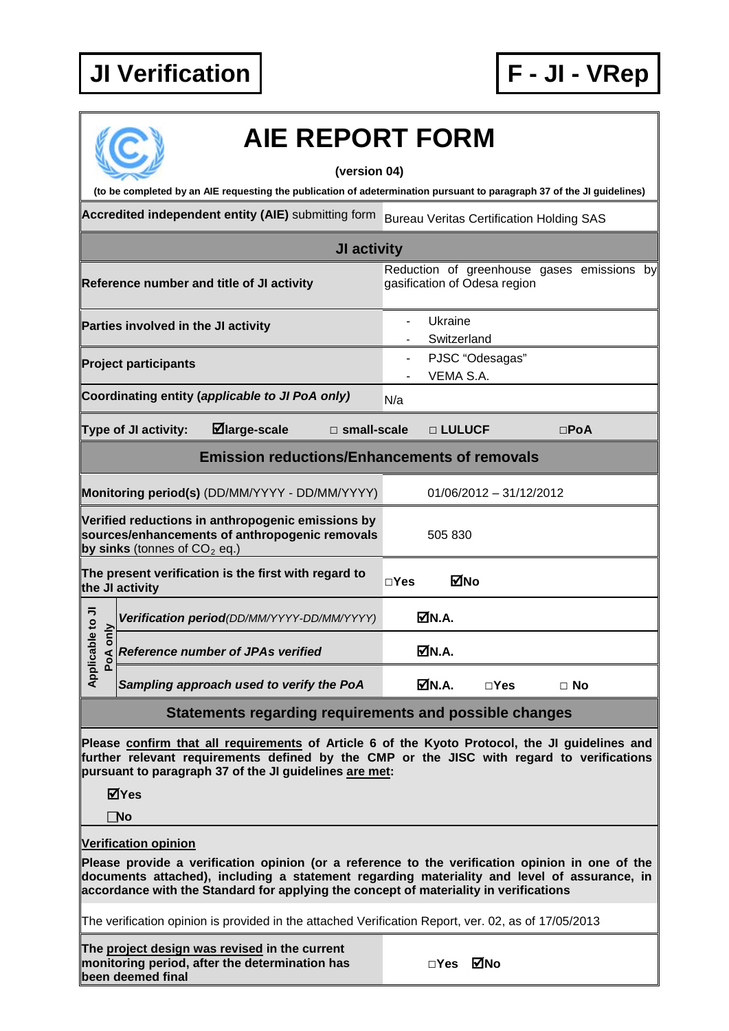**JI Verification**

**F - JI - VRep**

# AIE REPORT FORM

**(version 04)**

**(to be completed by an AIE requesting the publication of adetermination pursuant to paragraph 37 of the JI guidelines)**

| **Accredited independent entity (AIE)** submitting form | Bureau Veritas Certification Holding SAS |
|---|---|
| **JI activity** | |
| **Reference number and title of JI activity** | Reduction of greenhouse gases emissions by gasification of Odesa region |
| **Parties involved in the JI activity** | - Ukraine<br>- Switzerland |
| **Project participants** | - PJSC "Odesagas"<br>- VEMA S.A. |
| **Coordinating entity (*applicable to JI PoA only*)** | N/a |

**Type of JI activity:** ☑large-scale □ small-scale □ LULUCF □PoA

## Emission reductions/Enhancements of removals

| | |
|---|---|
| **Monitoring period(s)** (DD/MM/YYYY - DD/MM/YYYY) | 01/06/2012 – 31/12/2012 |
| **Verified reductions in anthropogenic emissions by sources/enhancements of anthropogenic removals by sinks** (tonnes of $CO_2$ eq.) | 505 830 |
| **The present verification is the first with regard to the JI activity** | □Yes ☑No |
| *Applicable to JI PoA only:* ***Verification period****(DD/MM/YYYY-DD/MM/YYYY)* | ☑N.A. |
| *Applicable to JI PoA only:* ***Reference number of JPAs verified*** | ☑N.A. |
| *Applicable to JI PoA only:* ***Sampling approach used to verify the PoA*** | ☑N.A. □Yes □ No |

## Statements regarding requirements and possible changes

**Please confirm that all requirements of Article 6 of the Kyoto Protocol, the JI guidelines and further relevant requirements defined by the CMP or the JISC with regard to verifications pursuant to paragraph 37 of the JI guidelines are met:**

☑**Yes**

☐**No**

**Verification opinion**

**Please provide a verification opinion (or a reference to the verification opinion in one of the documents attached), including a statement regarding materiality and level of assurance, in accordance with the Standard for applying the concept of materiality in verifications**

The verification opinion is provided in the attached Verification Report, ver. 02, as of 17/05/2013

| | |
|---|---|
| **The project design was revised in the current monitoring period, after the determination has been deemed final** | □Yes ☑No |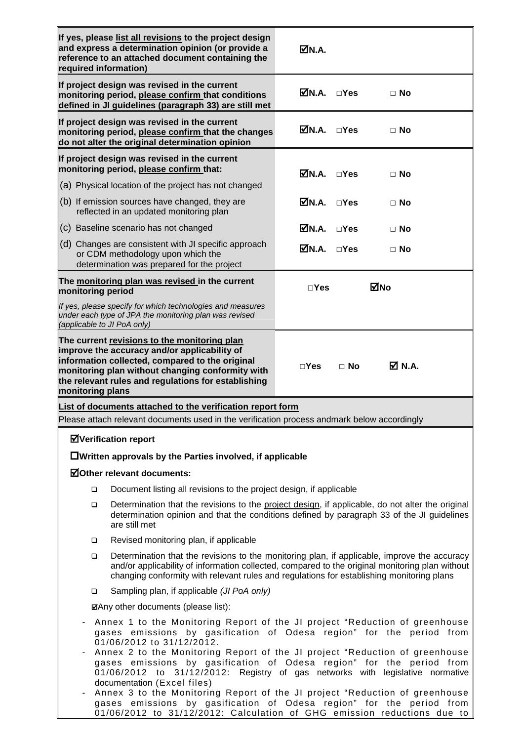| | |
|---|---|
| **If yes, please <u>list all revisions</u> to the project design and express a determination opinion (or provide a reference to an attached document containing the required information)** | ☑N.A. |
| **If project design was revised in the current monitoring period, <u>please confirm</u> that conditions defined in JI guidelines (paragraph 33) are still met** | ☑N.A. □Yes □ No |
| **If project design was revised in the current monitoring period, <u>please confirm</u> that the changes do not alter the original determination opinion** | ☑N.A. □Yes □ No |
| **If project design was revised in the current monitoring period, <u>please confirm</u> that:** (a) Physical location of the project has not changed | ☑N.A. □Yes □ No |
| (b) If emission sources have changed, they are reflected in an updated monitoring plan | ☑N.A. □Yes □ No |
| (c) Baseline scenario has not changed | ☑N.A. □Yes □ No |
| (d) Changes are consistent with JI specific approach or CDM methodology upon which the determination was prepared for the project | ☑N.A. □Yes □ No |
| **The <u>monitoring plan was revised</u> in the current monitoring period** *If yes, please specify for which technologies and measures under each type of JPA the monitoring plan was revised (applicable to JI PoA only)* | □Yes ☑No |
| **The current <u>revisions to the monitoring plan</u> improve the accuracy and/or applicability of information collected, compared to the original monitoring plan without changing conformity with the relevant rules and regulations for establishing monitoring plans** | □Yes □ No ☑ N.A. |

**<u>List of documents attached to the verification report form</u>**

Please attach relevant documents used in the verification process andmark below accordingly

☑**Verification report**

☐**Written approvals by the Parties involved, if applicable**

☑**Other relevant documents:**

- ☐ Document listing all revisions to the project design, if applicable
- ☐ Determination that the revisions to the <u>project design</u>, if applicable, do not alter the original determination opinion and that the conditions defined by paragraph 33 of the JI guidelines are still met
- ☐ Revised monitoring plan, if applicable
- ☐ Determination that the revisions to the <u>monitoring plan</u>, if applicable, improve the accuracy and/or applicability of information collected, compared to the original monitoring plan without changing conformity with relevant rules and regulations for establishing monitoring plans
- ☐ Sampling plan, if applicable *(JI PoA only)*

☑Any other documents (please list):

- Annex 1 to the Monitoring Report of the JI project "Reduction of greenhouse gases emissions by gasification of Odesa region" for the period from 01/06/2012 to 31/12/2012.
- Annex 2 to the Monitoring Report of the JI project "Reduction of greenhouse gases emissions by gasification of Odesa region" for the period from 01/06/2012 to 31/12/2012: Registry of gas networks with legislative normative documentation (Excel files)
- Annex 3 to the Monitoring Report of the JI project "Reduction of greenhouse gases emissions by gasification of Odesa region" for the period from 01/06/2012 to 31/12/2012: Calculation of GHG emission reductions due to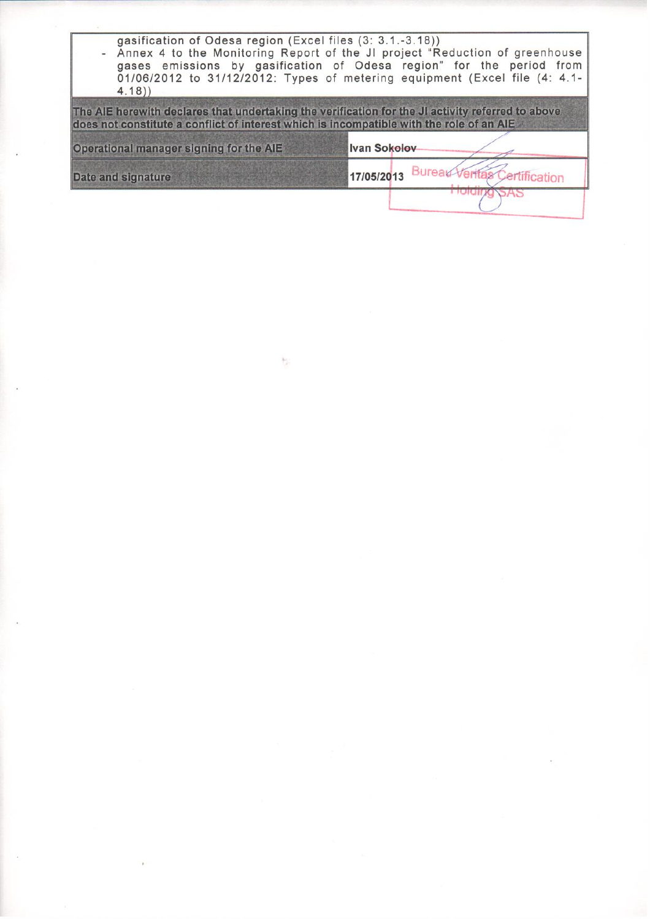| | |
|---|---|
| | gasification of Odesa region (Excel files (3: 3.1.-3.18))<br>- Annex 4 to the Monitoring Report of the JI project "Reduction of greenhouse gases emissions by gasification of Odesa region" for the period from 01/06/2012 to 31/12/2012: Types of metering equipment (Excel file (4: 4.1-4.18)) |
| **The AIE herewith declares that undertaking the verification for the JI activity referred to above does not constitute a conflict of interest which is incompatible with the role of an AIE** | |
| **Operational manager signing for the AIE** | **Ivan Sokolov** |
| **Date and signature** | **17/05/2013** Bureau Veritas Certification Holding SAS |